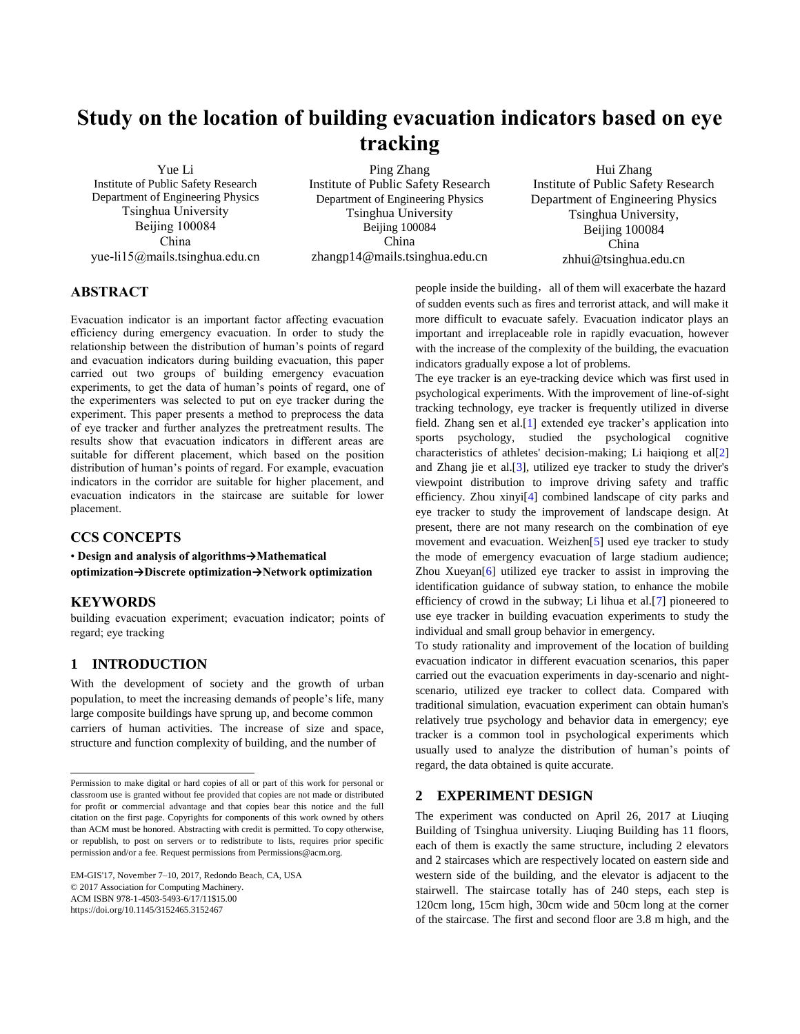# Study on the location of building evacuation indicators based on eye tracking

Yue Li
Institute of Public Safety Research
Department of Engineering Physics
Tsinghua University
Beijing 100084
China
yue-li15@mails.tsinghua.edu.cn

Ping Zhang
Institute of Public Safety Research
Department of Engineering Physics
Tsinghua University
Beijing 100084
China
zhangp14@mails.tsinghua.edu.cn

Hui Zhang
Institute of Public Safety Research
Department of Engineering Physics
Tsinghua University,
Beijing 100084
China
zhhui@tsinghua.edu.cn

## ABSTRACT

Evacuation indicator is an important factor affecting evacuation efficiency during emergency evacuation. In order to study the relationship between the distribution of human's points of regard and evacuation indicators during building evacuation, this paper carried out two groups of building emergency evacuation experiments, to get the data of human's points of regard, one of the experimenters was selected to put on eye tracker during the experiment. This paper presents a method to preprocess the data of eye tracker and further analyzes the pretreatment results. The results show that evacuation indicators in different areas are suitable for different placement, which based on the position distribution of human's points of regard. For example, evacuation indicators in the corridor are suitable for higher placement, and evacuation indicators in the staircase are suitable for lower placement.

## CCS CONCEPTS

• **Design and analysis of algorithms→Mathematical optimization→Discrete optimization→Network optimization**

## KEYWORDS

building evacuation experiment; evacuation indicator; points of regard; eye tracking

## 1 INTRODUCTION

With the development of society and the growth of urban population, to meet the increasing demands of people's life, many large composite buildings have sprung up, and become common carriers of human activities. The increase of size and space, structure and function complexity of building, and the number of people inside the building，all of them will exacerbate the hazard of sudden events such as fires and terrorist attack, and will make it more difficult to evacuate safely. Evacuation indicator plays an important and irreplaceable role in rapidly evacuation, however with the increase of the complexity of the building, the evacuation indicators gradually expose a lot of problems.

The eye tracker is an eye-tracking device which was first used in psychological experiments. With the improvement of line-of-sight tracking technology, eye tracker is frequently utilized in diverse field. Zhang sen et al.[1] extended eye tracker's application into sports psychology, studied the psychological cognitive characteristics of athletes' decision-making; Li haiqiong et al[2] and Zhang jie et al.[3], utilized eye tracker to study the driver's viewpoint distribution to improve driving safety and traffic efficiency. Zhou xinyi[4] combined landscape of city parks and eye tracker to study the improvement of landscape design. At present, there are not many research on the combination of eye movement and evacuation. Weizhen[5] used eye tracker to study the mode of emergency evacuation of large stadium audience; Zhou Xueyan[6] utilized eye tracker to assist in improving the identification guidance of subway station, to enhance the mobile efficiency of crowd in the subway; Li lihua et al.[7] pioneered to use eye tracker in building evacuation experiments to study the individual and small group behavior in emergency.

To study rationality and improvement of the location of building evacuation indicator in different evacuation scenarios, this paper carried out the evacuation experiments in day-scenario and night-scenario, utilized eye tracker to collect data. Compared with traditional simulation, evacuation experiment can obtain human's relatively true psychology and behavior data in emergency; eye tracker is a common tool in psychological experiments which usually used to analyze the distribution of human's points of regard, the data obtained is quite accurate.

## 2 EXPERIMENT DESIGN

The experiment was conducted on April 26, 2017 at Liuqing Building of Tsinghua university. Liuqing Building has 11 floors, each of them is exactly the same structure, including 2 elevators and 2 staircases which are respectively located on eastern side and western side of the building, and the elevator is adjacent to the stairwell. The staircase totally has of 240 steps, each step is 120cm long, 15cm high, 30cm wide and 50cm long at the corner of the staircase. The first and second floor are 3.8 m high, and the

---

Permission to make digital or hard copies of all or part of this work for personal or classroom use is granted without fee provided that copies are not made or distributed for profit or commercial advantage and that copies bear this notice and the full citation on the first page. Copyrights for components of this work owned by others than ACM must be honored. Abstracting with credit is permitted. To copy otherwise, or republish, to post on servers or to redistribute to lists, requires prior specific permission and/or a fee. Request permissions from Permissions@acm.org.

EM-GIS'17, November 7–10, 2017, Redondo Beach, CA, USA
© 2017 Association for Computing Machinery.
ACM ISBN 978-1-4503-5493-6/17/11$15.00
https://doi.org/10.1145/3152465.3152467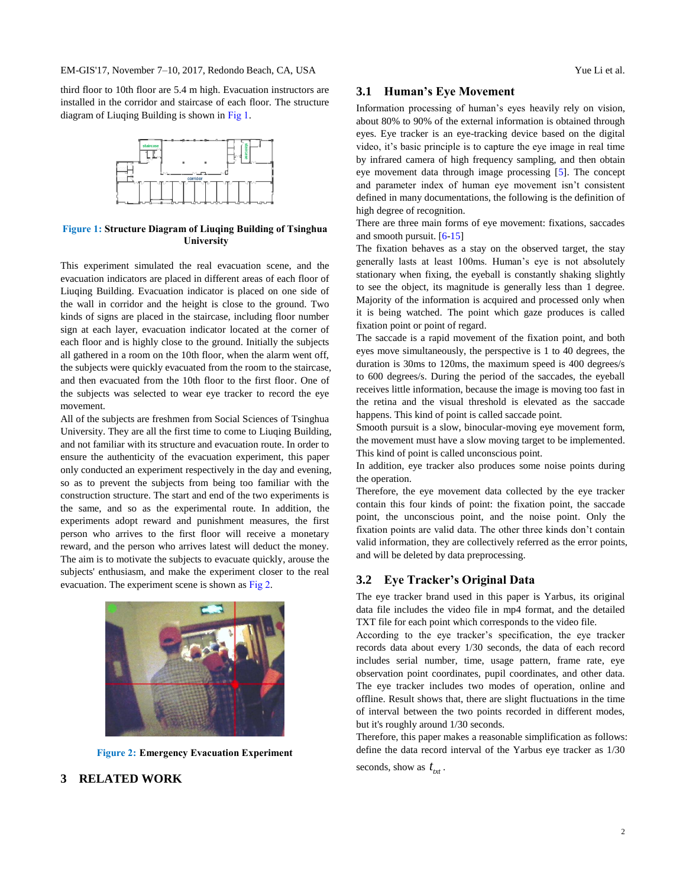third floor to 10th floor are 5.4 m high. Evacuation instructors are installed in the corridor and staircase of each floor. The structure diagram of Liuqing Building is shown in Fig 1.

staircase

staircase

corridor

**Figure 1: Structure Diagram of Liuqing Building of Tsinghua University**

This experiment simulated the real evacuation scene, and the evacuation indicators are placed in different areas of each floor of Liuqing Building. Evacuation indicator is placed on one side of the wall in corridor and the height is close to the ground. Two kinds of signs are placed in the staircase, including floor number sign at each layer, evacuation indicator located at the corner of each floor and is highly close to the ground. Initially the subjects all gathered in a room on the 10th floor, when the alarm went off, the subjects were quickly evacuated from the room to the staircase, and then evacuated from the 10th floor to the first floor. One of the subjects was selected to wear eye tracker to record the eye movement.

All of the subjects are freshmen from Social Sciences of Tsinghua University. They are all the first time to come to Liuqing Building, and not familiar with its structure and evacuation route. In order to ensure the authenticity of the evacuation experiment, this paper only conducted an experiment respectively in the day and evening, so as to prevent the subjects from being too familiar with the construction structure. The start and end of the two experiments is the same, and so as the experimental route. In addition, the experiments adopt reward and punishment measures, the first person who arrives to the first floor will receive a monetary reward, and the person who arrives latest will deduct the money. The aim is to motivate the subjects to evacuate quickly, arouse the subjects' enthusiasm, and make the experiment closer to the real evacuation. The experiment scene is shown as Fig 2.

**Figure 2: Emergency Evacuation Experiment**

# 3 RELATED WORK

## 3.1 Human's Eye Movement

Information processing of human's eyes heavily rely on vision, about 80% to 90% of the external information is obtained through eyes. Eye tracker is an eye-tracking device based on the digital video, it's basic principle is to capture the eye image in real time by infrared camera of high frequency sampling, and then obtain eye movement data through image processing [5]. The concept and parameter index of human eye movement isn't consistent defined in many documentations, the following is the definition of high degree of recognition.

There are three main forms of eye movement: fixations, saccades and smooth pursuit. [6-15]

The fixation behaves as a stay on the observed target, the stay generally lasts at least 100ms. Human's eye is not absolutely stationary when fixing, the eyeball is constantly shaking slightly to see the object, its magnitude is generally less than 1 degree. Majority of the information is acquired and processed only when it is being watched. The point which gaze produces is called fixation point or point of regard.

The saccade is a rapid movement of the fixation point, and both eyes move simultaneously, the perspective is 1 to 40 degrees, the duration is 30ms to 120ms, the maximum speed is 400 degrees/s to 600 degrees/s. During the period of the saccades, the eyeball receives little information, because the image is moving too fast in the retina and the visual threshold is elevated as the saccade happens. This kind of point is called saccade point.

Smooth pursuit is a slow, binocular-moving eye movement form, the movement must have a slow moving target to be implemented. This kind of point is called unconscious point.

In addition, eye tracker also produces some noise points during the operation.

Therefore, the eye movement data collected by the eye tracker contain this four kinds of point: the fixation point, the saccade point, the unconscious point, and the noise point. Only the fixation points are valid data. The other three kinds don't contain valid information, they are collectively referred as the error points, and will be deleted by data preprocessing.

## 3.2 Eye Tracker's Original Data

The eye tracker brand used in this paper is Yarbus, its original data file includes the video file in mp4 format, and the detailed TXT file for each point which corresponds to the video file.

According to the eye tracker's specification, the eye tracker records data about every 1/30 seconds, the data of each record includes serial number, time, usage pattern, frame rate, eye observation point coordinates, pupil coordinates, and other data. The eye tracker includes two modes of operation, online and offline. Result shows that, there are slight fluctuations in the time of interval between the two points recorded in different modes, but it's roughly around 1/30 seconds.

Therefore, this paper makes a reasonable simplification as follows: define the data record interval of the Yarbus eye tracker as 1/30 seconds, show as $t_{txt}$.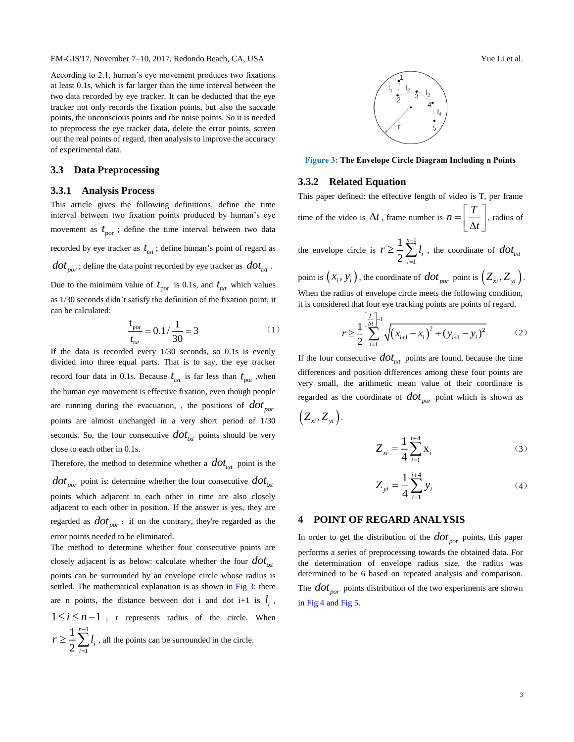According to 2.1, human's eye movement produces two fixations at least 0.1s, which is far larger than the time interval between the two data recorded by eye tracker. It can be deducted that the eye tracker not only records the fixation points, but also the saccade points, the unconscious points and the noise points. So it is needed to preprocess the eye tracker data, delete the error points, screen out the real points of regard, then analysis to improve the accuracy of experimental data.

## 3.3 Data Preprocessing

### 3.3.1 Analysis Process

This article gives the following definitions, define the time interval between two fixation points produced by human's eye movement as $t_{por}$; define the time interval between two data recorded by eye tracker as $t_{txt}$; define human's point of regard as $dot_{por}$; define the data point recorded by eye tracker as $dot_{txt}$.

Due to the minimum value of $t_{por}$ is 0.1s, and $t_{txt}$ which values as 1/30 seconds didn't satisfy the definition of the fixation point, it can be calculated:

$$\frac{t_{por}}{t_{txt}} = 0.1 / \frac{1}{30} = 3 \tag{1}$$

If the data is recorded every 1/30 seconds, so 0.1s is evenly divided into three equal parts. That is to say, the eye tracker record four data in 0.1s. Because $t_{txt}$ is far less than $t_{por}$ ,when the human eye movement is effective fixation, even though people are running during the evacuation, , the positions of $dot_{por}$ points are almost unchanged in a very short period of 1/30 seconds. So, the four consecutive $dot_{txt}$ points should be very close to each other in 0.1s.

Therefore, the method to determine whether a $dot_{txt}$ point is the $dot_{por}$ point is: determine whether the four consecutive $dot_{txt}$ points which adjacent to each other in time are also closely adjacent to each other in position. If the answer is yes, they are regarded as $dot_{por}$; if on the contrary, they're regarded as the error points needed to be eliminated.

The method to determine whether four consecutive points are closely adjacent is as below: calculate whether the four $dot_{txt}$ points can be surrounded by an envelope circle whose radius is settled. The mathematical explanation is as shown in Fig 3: there are n points, the distance between dot i and dot i+1 is $l_i$, $1 \le i \le n-1$, r represents radius of the circle. When $r \ge \frac{1}{2}\sum_{i=1}^{n-1} l_i$, all the points can be surrounded in the circle.

**Figure 3: The Envelope Circle Diagram Including n Points**

### 3.3.2 Related Equation

This paper defined: the effective length of video is T, per frame time of the video is $\Delta t$, frame number is $n = \left[\frac{T}{\Delta t}\right]$, radius of the envelope circle is $r \ge \frac{1}{2}\sum_{i=1}^{n-1} l_i$, the coordinate of $dot_{txt}$ point is $(x_i, y_i)$, the coordinate of $dot_{por}$ point is $(Z_{xi}, Z_{yi})$. When the radius of envelope circle meets the following condition, it is considered that four eye tracking points are points of regard.

$$r \ge \frac{1}{2}\sum_{i=1}^{\left[\frac{T}{\Delta t}\right]-1} \sqrt{(x_{i+1} - x_i)^2 + (y_{i+1} - y_i)^2} \tag{2}$$

If the four consecutive $dot_{txt}$ points are found, because the time differences and position differences among these four points are very small, the arithmetic mean value of their coordinate is regarded as the coordinate of $dot_{por}$ point which is shown as $(Z_{xi}, Z_{yi})$.

$$Z_{xi} = \frac{1}{4}\sum_{i=1}^{i+4} x_i \tag{3}$$

$$Z_{yi} = \frac{1}{4}\sum_{i=1}^{i+4} y_i \tag{4}$$

## 4 POINT OF REGARD ANALYSIS

In order to get the distribution of the $dot_{por}$ points, this paper performs a series of preprocessing towards the obtained data. For the determination of envelope radius size, the radius was determined to be 6 based on repeated analysis and comparison. The $dot_{por}$ points distribution of the two experiments are shown in Fig 4 and Fig 5.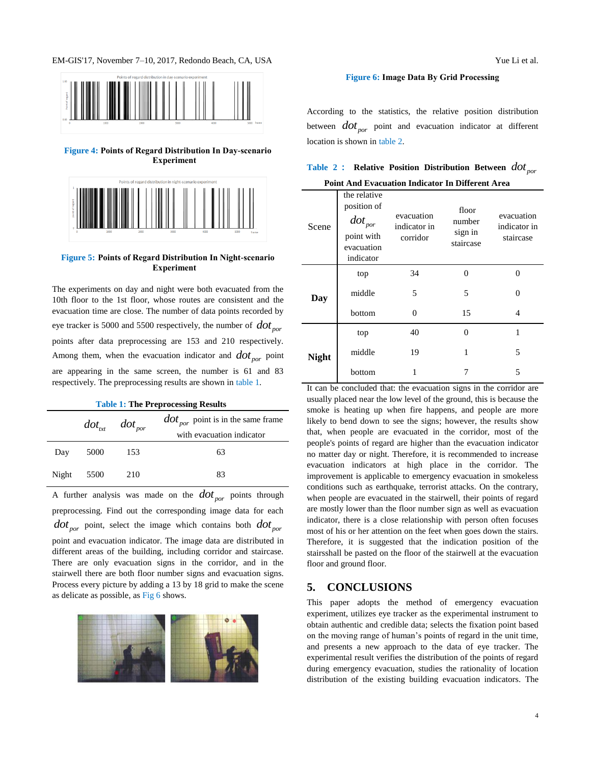**Figure 4: Points of Regard Distribution In Day-scenario Experiment**

**Figure 5: Points of Regard Distribution In Night-scenario Experiment**

The experiments on day and night were both evacuated from the 10th floor to the 1st floor, whose routes are consistent and the evacuation time are close. The number of data points recorded by eye tracker is 5000 and 5500 respectively, the number of $dot_{por}$ points after data preprocessing are 153 and 210 respectively. Among them, when the evacuation indicator and $dot_{por}$ point are appearing in the same screen, the number is 61 and 83 respectively. The preprocessing results are shown in table 1.

**Table 1: The Preprocessing Results**

| | $dot_{txt}$ | $dot_{por}$ | $dot_{por}$ point is in the same frame with evacuation indicator |
|---|---|---|---|
| Day | 5000 | 153 | 63 |
| Night | 5500 | 210 | 83 |

A further analysis was made on the $dot_{por}$ points through preprocessing. Find out the corresponding image data for each $dot_{por}$ point, select the image which contains both $dot_{por}$ point and evacuation indicator. The image data are distributed in different areas of the building, including corridor and staircase. There are only evacuation signs in the corridor, and in the stairwell there are both floor number signs and evacuation signs. Process every picture by adding a 13 by 18 grid to make the scene as delicate as possible, as Fig 6 shows.

**Figure 6: Image Data By Grid Processing**

According to the statistics, the relative position distribution between $dot_{por}$ point and evacuation indicator at different location is shown in table 2.

**Table 2 : Relative Position Distribution Between $dot_{por}$ Point And Evacuation Indicator In Different Area**

| Scene | the relative position of $dot_{por}$ point with evacuation indicator | evacuation indicator in corridor | floor number sign in staircase | evacuation indicator in staircase |
|---|---|---|---|---|
| **Day** | top | 34 | 0 | 0 |
| | middle | 5 | 5 | 0 |
| | bottom | 0 | 15 | 4 |
| **Night** | top | 40 | 0 | 1 |
| | middle | 19 | 1 | 5 |
| | bottom | 1 | 7 | 5 |

It can be concluded that: the evacuation signs in the corridor are usually placed near the low level of the ground, this is because the smoke is heating up when fire happens, and people are more likely to bend down to see the signs; however, the results show that, when people are evacuated in the corridor, most of the people's points of regard are higher than the evacuation indicator no matter day or night. Therefore, it is recommended to increase evacuation indicators at high place in the corridor. The improvement is applicable to emergency evacuation in smokeless conditions such as earthquake, terrorist attacks. On the contrary, when people are evacuated in the stairwell, their points of regard are mostly lower than the floor number sign as well as evacuation indicator, there is a close relationship with person often focuses most of his or her attention on the feet when goes down the stairs. Therefore, it is suggested that the indication position of the stairsshall be pasted on the floor of the stairwell at the evacuation floor and ground floor.

## 5. CONCLUSIONS

This paper adopts the method of emergency evacuation experiment, utilizes eye tracker as the experimental instrument to obtain authentic and credible data; selects the fixation point based on the moving range of human's points of regard in the unit time, and presents a new approach to the data of eye tracker. The experimental result verifies the distribution of the points of regard during emergency evacuation, studies the rationality of location distribution of the existing building evacuation indicators. The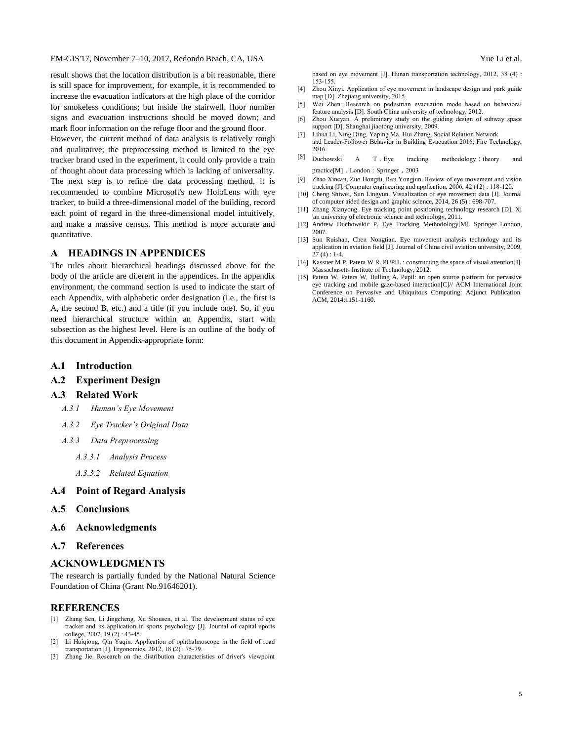result shows that the location distribution is a bit reasonable, there is still space for improvement, for example, it is recommended to increase the evacuation indicators at the high place of the corridor for smokeless conditions; but inside the stairwell, floor number signs and evacuation instructions should be moved down; and mark floor information on the refuge floor and the ground floor.

However, the current method of data analysis is relatively rough and qualitative; the preprocessing method is limited to the eye tracker brand used in the experiment, it could only provide a train of thought about data processing which is lacking of universality. The next step is to refine the data processing method, it is recommended to combine Microsoft's new HoloLens with eye tracker, to build a three-dimensional model of the building, record each point of regard in the three-dimensional model intuitively, and make a massive census. This method is more accurate and quantitative.

## A HEADINGS IN APPENDICES

The rules about hierarchical headings discussed above for the body of the article are di.erent in the appendices. In the appendix environment, the command section is used to indicate the start of each Appendix, with alphabetic order designation (i.e., the first is A, the second B, etc.) and a title (if you include one). So, if you need hierarchical structure within an Appendix, start with subsection as the highest level. Here is an outline of the body of this document in Appendix-appropriate form:

### A.1 Introduction

### A.2 Experiment Design

### A.3 Related Work

#### *A.3.1 Human's Eye Movement*

#### *A.3.2 Eye Tracker's Original Data*

#### *A.3.3 Data Preprocessing*

##### *A.3.3.1 Analysis Process*

##### *A.3.3.2 Related Equation*

### A.4 Point of Regard Analysis

### A.5 Conclusions

### A.6 Acknowledgments

### A.7 References

## ACKNOWLEDGMENTS

The research is partially funded by the National Natural Science Foundation of China (Grant No.91646201).

## REFERENCES

[1] Zhang Sen, Li Jingcheng, Xu Shousen, et al. The development status of eye tracker and its application in sports psychology [J]. Journal of capital sports college, 2007, 19 (2) : 43-45.

[2] Li Haiqiong, Qin Yaqin. Application of ophthalmoscope in the field of road transportation [J]. Ergonomics, 2012, 18 (2) : 75-79.

[3] Zhang Jie. Research on the distribution characteristics of driver's viewpoint based on eye movement [J]. Hunan transportation technology, 2012, 38 (4) : 153-155.

[4] Zhou Xinyi. Application of eye movement in landscape design and park guide map [D]. Zhejiang university, 2015.

[5] Wei Zhen. Research on pedestrian evacuation mode based on behavioral feature analysis [D]. South China university of technology, 2012.

[6] Zhou Xueyan. A preliminary study on the guiding design of subway space support [D]. Shanghai jiaotong university, 2009.

[7] Lihua Li, Ning Ding, Yaping Ma, Hui Zhang, Social Relation Network and Leader-Follower Behavior in Building Evacuation 2016, Fire Technology, 2016.

[8] Duchowski A T . Eye tracking methodology：theory and practice[M] . London：Springer，2003

[9] Zhao Xincan, Zuo Hongfu, Ren Yongjun. Review of eye movement and vision tracking [J]. Computer engineering and application, 2006, 42 (12) : 118-120.

[10] Cheng Shiwei, Sun Lingyun. Visualization of eye movement data [J]. Journal of computer aided design and graphic science, 2014, 26 (5) : 698-707.

[11] Zhang Xianyong. Eye tracking point positioning technology research [D]. Xi 'an university of electronic science and technology, 2011.

[12] Andrew Duchowskic P. Eye Tracking Methodology[M]. Springer London, 2007.

[13] Sun Ruishan, Chen Nongtian. Eye movement analysis technology and its application in aviation field [J]. Journal of China civil aviation university, 2009, 27 (4) : 1-4.

[14] Kassner M P, Patera W R. PUPIL : constructing the space of visual attention[J]. Massachusetts Institute of Technology, 2012.

[15] Patera W, Patera W, Bulling A. Pupil: an open source platform for pervasive eye tracking and mobile gaze-based interaction[C]// ACM International Joint Conference on Pervasive and Ubiquitous Computing: Adjunct Publication. ACM, 2014:1151-1160.